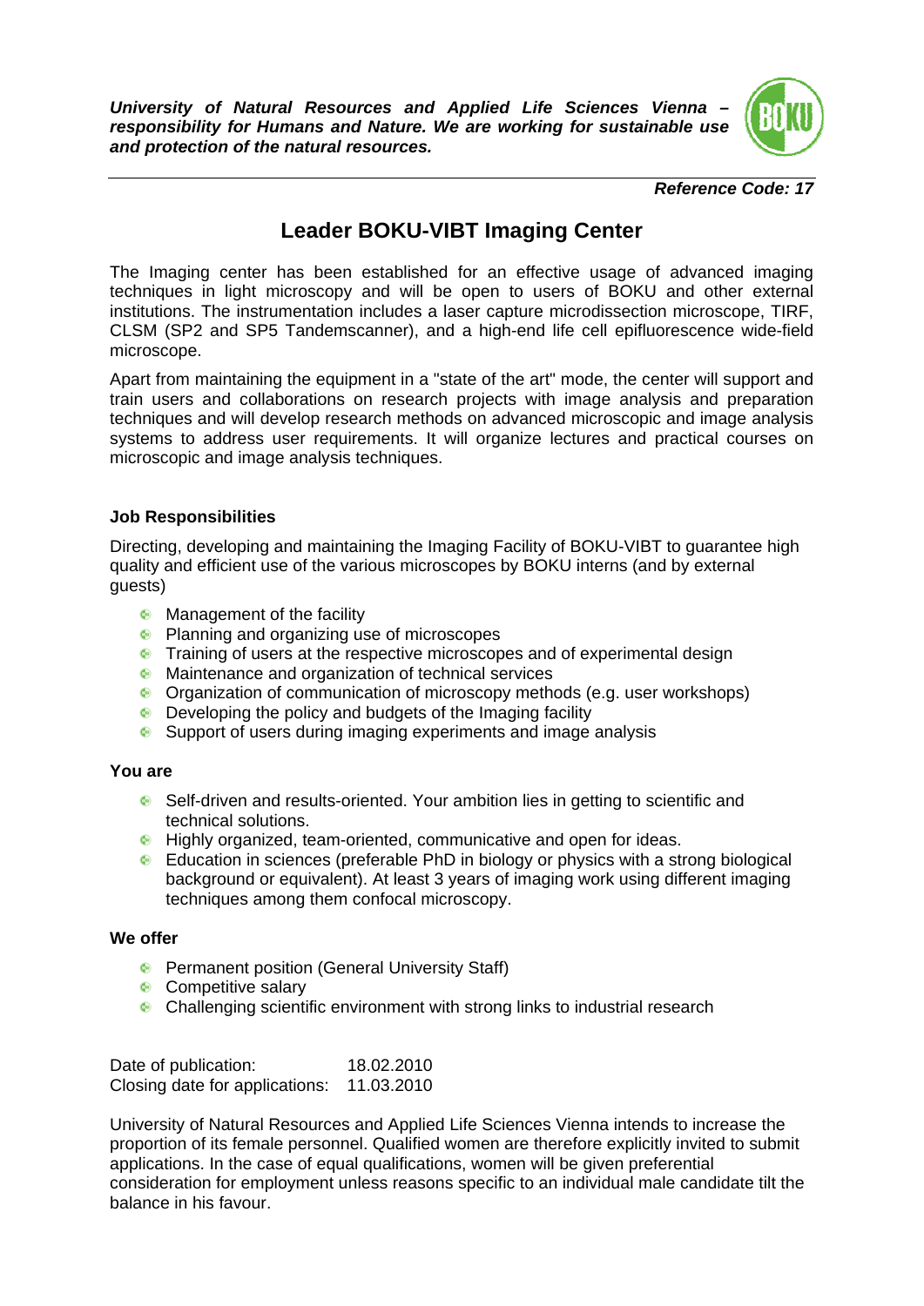***University of Natural Resources and Applied Life Sciences Vienna – responsibility for Humans and Nature. We are working for sustainable use and protection of the natural resources.***

***Reference Code: 17***

# Leader BOKU-VIBT Imaging Center

The Imaging center has been established for an effective usage of advanced imaging techniques in light microscopy and will be open to users of BOKU and other external institutions. The instrumentation includes a laser capture microdissection microscope, TIRF, CLSM (SP2 and SP5 Tandemscanner), and a high-end life cell epifluorescence wide-field microscope.

Apart from maintaining the equipment in a "state of the art" mode, the center will support and train users and collaborations on research projects with image analysis and preparation techniques and will develop research methods on advanced microscopic and image analysis systems to address user requirements. It will organize lectures and practical courses on microscopic and image analysis techniques.

**Job Responsibilities**

Directing, developing and maintaining the Imaging Facility of BOKU-VIBT to guarantee high quality and efficient use of the various microscopes by BOKU interns (and by external guests)

- Management of the facility
- Planning and organizing use of microscopes
- Training of users at the respective microscopes and of experimental design
- Maintenance and organization of technical services
- Organization of communication of microscopy methods (e.g. user workshops)
- Developing the policy and budgets of the Imaging facility
- Support of users during imaging experiments and image analysis

**You are**

- Self-driven and results-oriented. Your ambition lies in getting to scientific and technical solutions.
- Highly organized, team-oriented, communicative and open for ideas.
- Education in sciences (preferable PhD in biology or physics with a strong biological background or equivalent). At least 3 years of imaging work using different imaging techniques among them confocal microscopy.

**We offer**

- Permanent position (General University Staff)
- Competitive salary
- Challenging scientific environment with strong links to industrial research

Date of publication: 18.02.2010
Closing date for applications: 11.03.2010

University of Natural Resources and Applied Life Sciences Vienna intends to increase the proportion of its female personnel. Qualified women are therefore explicitly invited to submit applications. In the case of equal qualifications, women will be given preferential consideration for employment unless reasons specific to an individual male candidate tilt the balance in his favour.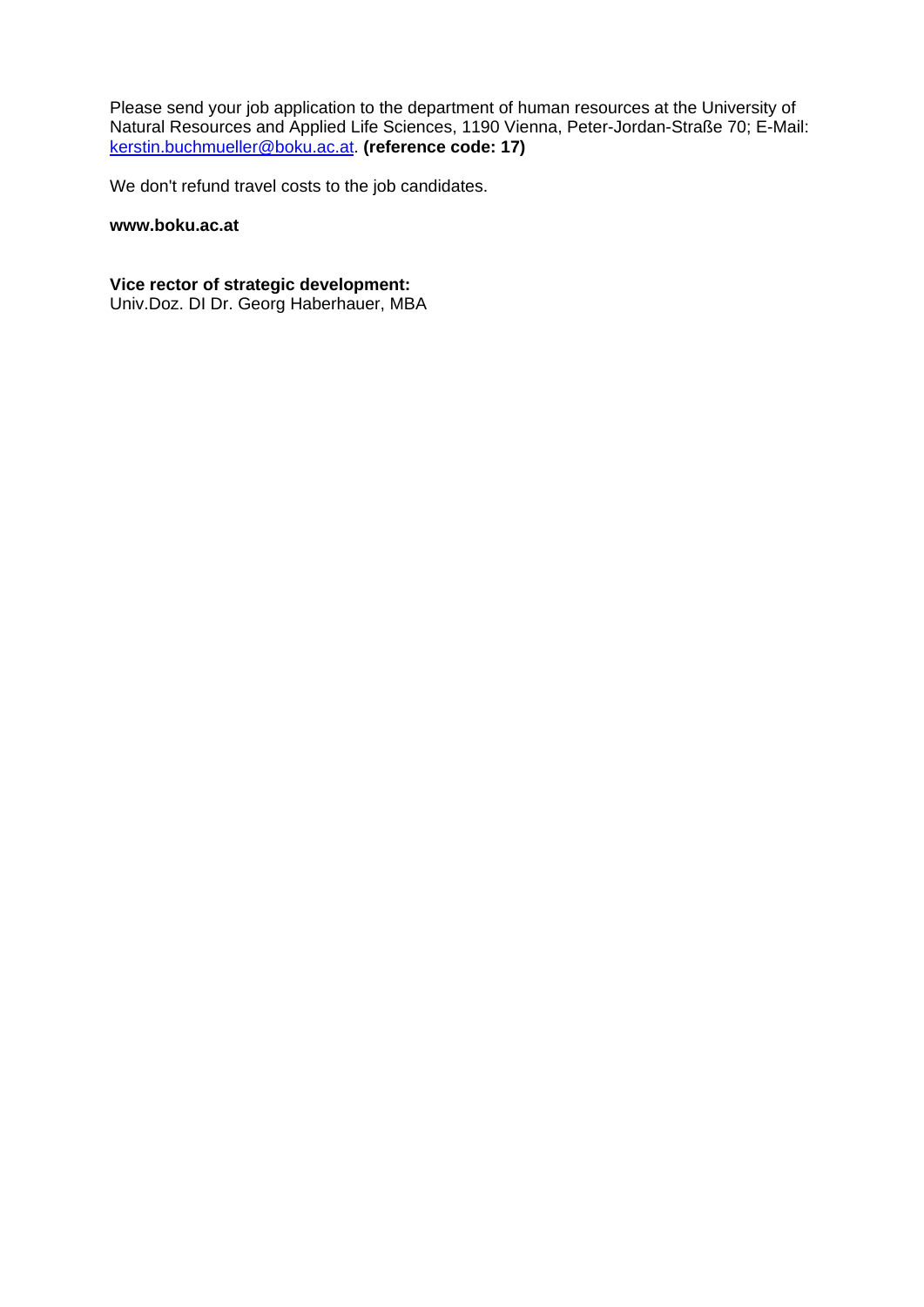Please send your job application to the department of human resources at the University of Natural Resources and Applied Life Sciences, 1190 Vienna, Peter-Jordan-Straße 70; E-Mail: kerstin.buchmueller@boku.ac.at. **(reference code: 17)**

We don't refund travel costs to the job candidates.

**www.boku.ac.at**

**Vice rector of strategic development:**
Univ.Doz. DI Dr. Georg Haberhauer, MBA